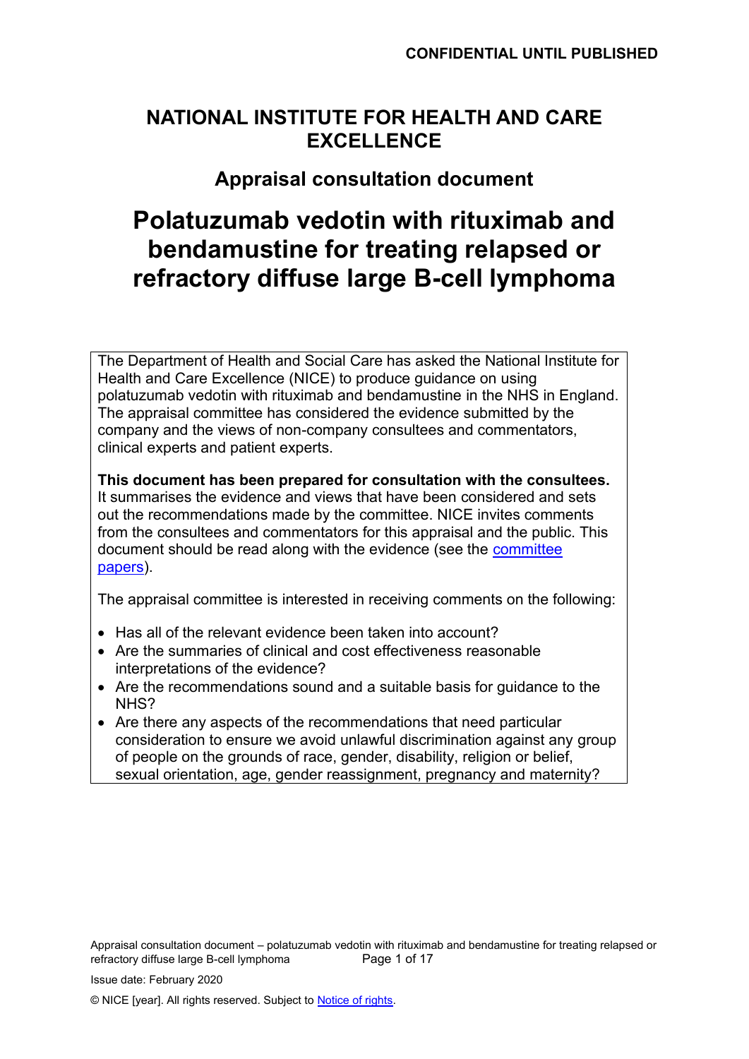CONFIDENTIAL UNTIL PUBLISHED

# NATIONAL INSTITUTE FOR HEALTH AND CARE EXCELLENCE

## Appraisal consultation document

# Polatuzumab vedotin with rituximab and bendamustine for treating relapsed or refractory diffuse large B-cell lymphoma

The Department of Health and Social Care has asked the National Institute for Health and Care Excellence (NICE) to produce guidance on using polatuzumab vedotin with rituximab and bendamustine in the NHS in England. The appraisal committee has considered the evidence submitted by the company and the views of non-company consultees and commentators, clinical experts and patient experts.

**This document has been prepared for consultation with the consultees.** It summarises the evidence and views that have been considered and sets out the recommendations made by the committee. NICE invites comments from the consultees and commentators for this appraisal and the public. This document should be read along with the evidence (see the committee papers).

The appraisal committee is interested in receiving comments on the following:

- Has all of the relevant evidence been taken into account?
- Are the summaries of clinical and cost effectiveness reasonable interpretations of the evidence?
- Are the recommendations sound and a suitable basis for guidance to the NHS?
- Are there any aspects of the recommendations that need particular consideration to ensure we avoid unlawful discrimination against any group of people on the grounds of race, gender, disability, religion or belief, sexual orientation, age, gender reassignment, pregnancy and maternity?

Issue date: February 2020

© NICE [year]. All rights reserved. Subject to Notice of rights.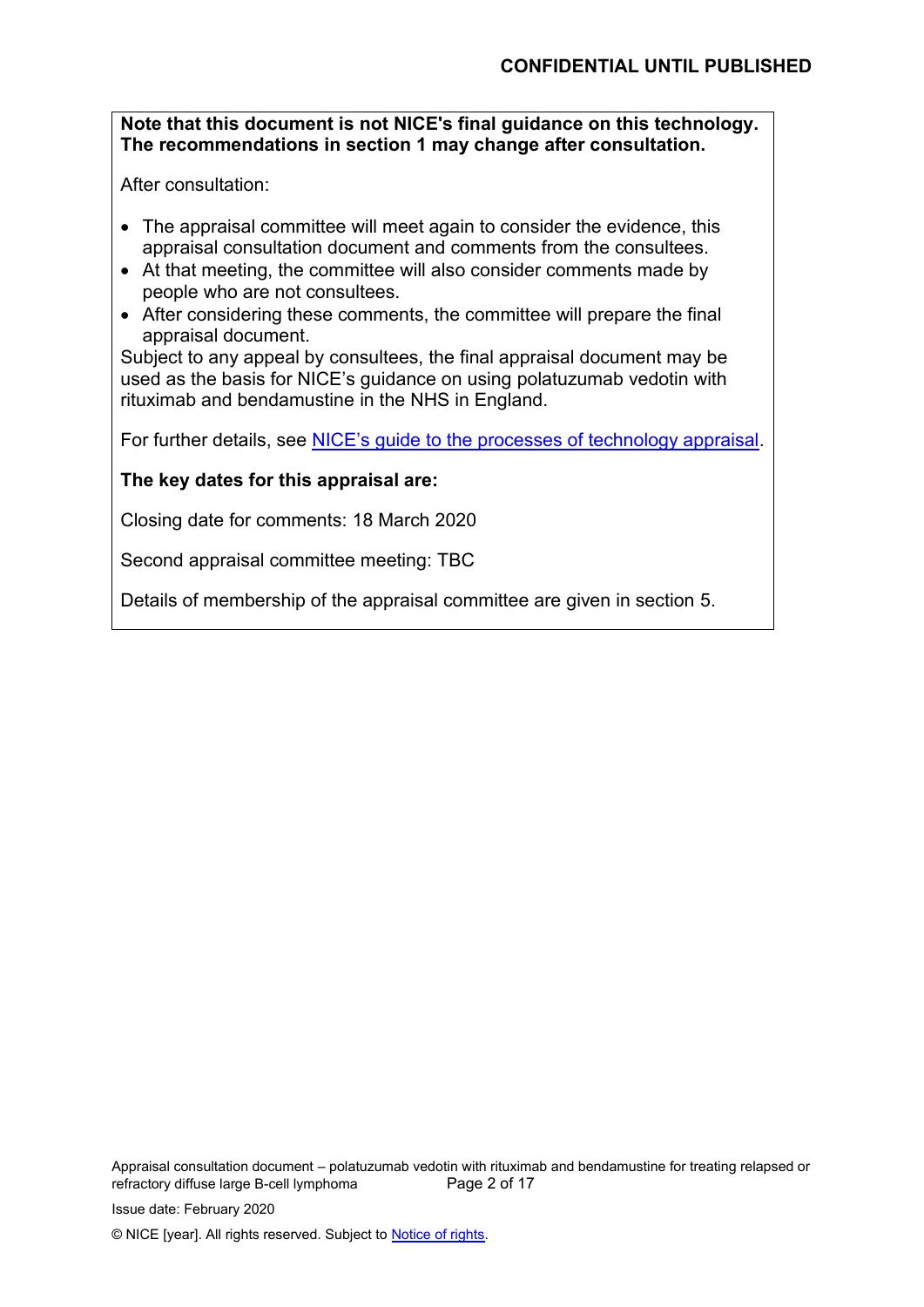**Note that this document is not NICE's final guidance on this technology. The recommendations in section 1 may change after consultation.**

After consultation:

- The appraisal committee will meet again to consider the evidence, this appraisal consultation document and comments from the consultees.
- At that meeting, the committee will also consider comments made by people who are not consultees.
- After considering these comments, the committee will prepare the final appraisal document.

Subject to any appeal by consultees, the final appraisal document may be used as the basis for NICE's guidance on using polatuzumab vedotin with rituximab and bendamustine in the NHS in England.

For further details, see NICE's guide to the processes of technology appraisal.

**The key dates for this appraisal are:**

Closing date for comments: 18 March 2020

Second appraisal committee meeting: TBC

Details of membership of the appraisal committee are given in section 5.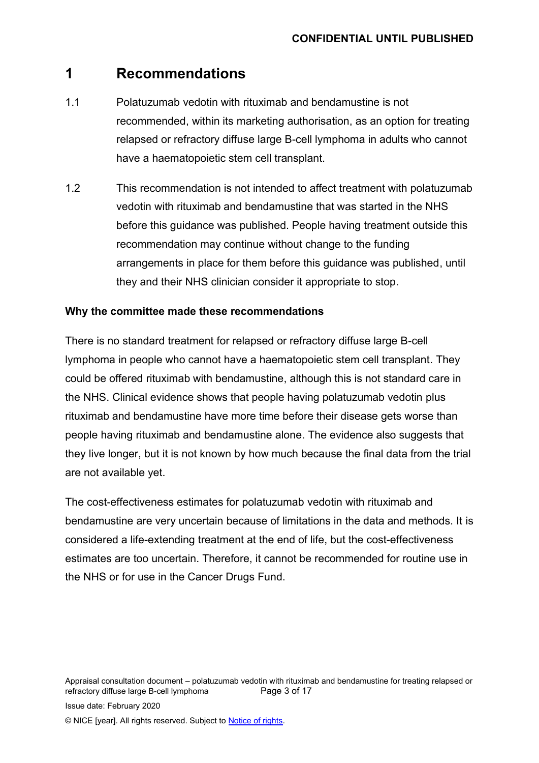# 1 Recommendations

1.1 Polatuzumab vedotin with rituximab and bendamustine is not recommended, within its marketing authorisation, as an option for treating relapsed or refractory diffuse large B-cell lymphoma in adults who cannot have a haematopoietic stem cell transplant.

1.2 This recommendation is not intended to affect treatment with polatuzumab vedotin with rituximab and bendamustine that was started in the NHS before this guidance was published. People having treatment outside this recommendation may continue without change to the funding arrangements in place for them before this guidance was published, until they and their NHS clinician consider it appropriate to stop.

**Why the committee made these recommendations**

There is no standard treatment for relapsed or refractory diffuse large B-cell lymphoma in people who cannot have a haematopoietic stem cell transplant. They could be offered rituximab with bendamustine, although this is not standard care in the NHS. Clinical evidence shows that people having polatuzumab vedotin plus rituximab and bendamustine have more time before their disease gets worse than people having rituximab and bendamustine alone. The evidence also suggests that they live longer, but it is not known by how much because the final data from the trial are not available yet.

The cost-effectiveness estimates for polatuzumab vedotin with rituximab and bendamustine are very uncertain because of limitations in the data and methods. It is considered a life-extending treatment at the end of life, but the cost-effectiveness estimates are too uncertain. Therefore, it cannot be recommended for routine use in the NHS or for use in the Cancer Drugs Fund.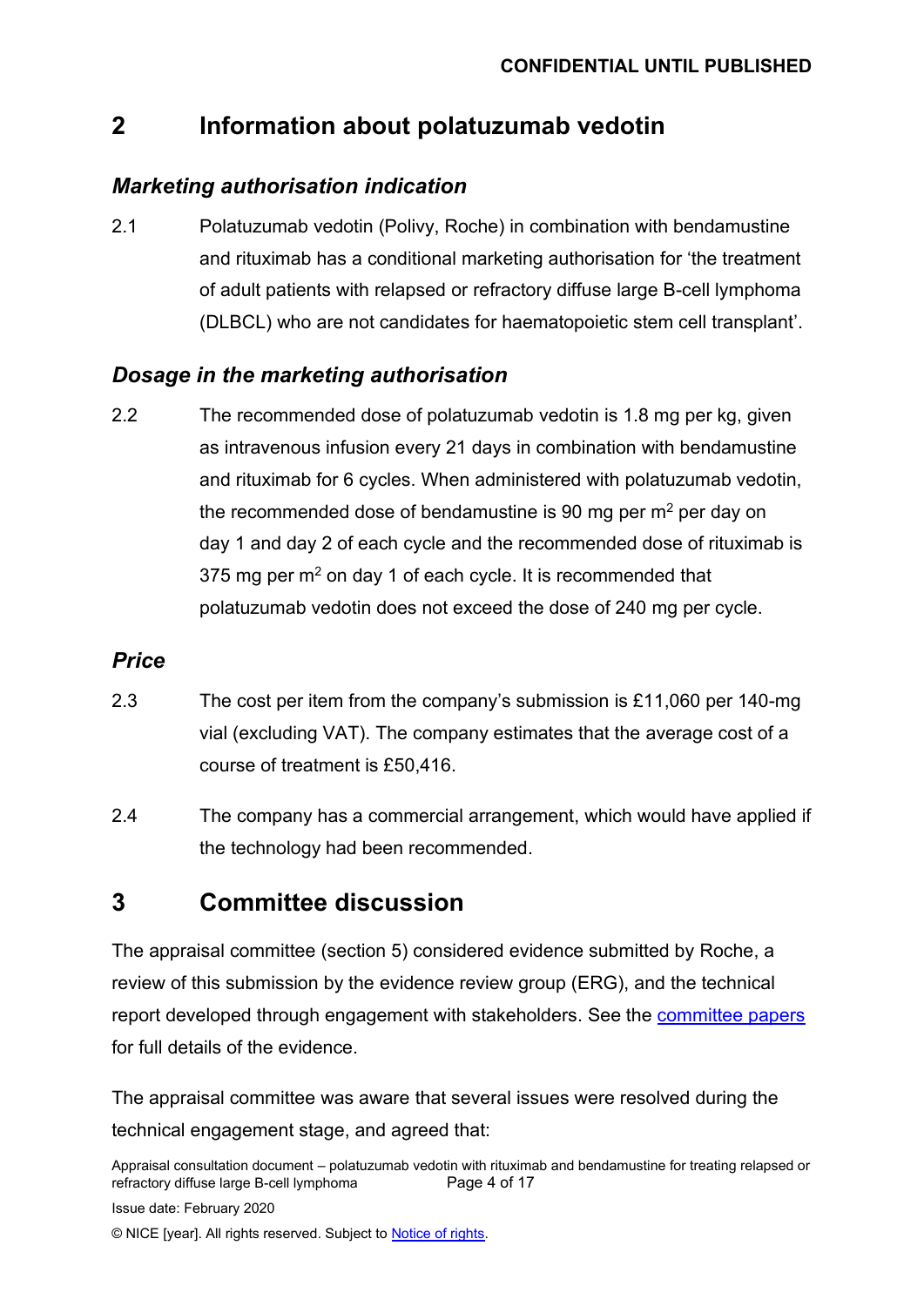## 2 Information about polatuzumab vedotin

### *Marketing authorisation indication*

2.1 Polatuzumab vedotin (Polivy, Roche) in combination with bendamustine and rituximab has a conditional marketing authorisation for 'the treatment of adult patients with relapsed or refractory diffuse large B-cell lymphoma (DLBCL) who are not candidates for haematopoietic stem cell transplant'.

### *Dosage in the marketing authorisation*

2.2 The recommended dose of polatuzumab vedotin is 1.8 mg per kg, given as intravenous infusion every 21 days in combination with bendamustine and rituximab for 6 cycles. When administered with polatuzumab vedotin, the recommended dose of bendamustine is 90 mg per $m^2$ per day on day 1 and day 2 of each cycle and the recommended dose of rituximab is 375 mg per $m^2$ on day 1 of each cycle. It is recommended that polatuzumab vedotin does not exceed the dose of 240 mg per cycle.

### *Price*

2.3 The cost per item from the company's submission is £11,060 per 140-mg vial (excluding VAT). The company estimates that the average cost of a course of treatment is £50,416.

2.4 The company has a commercial arrangement, which would have applied if the technology had been recommended.

## 3 Committee discussion

The appraisal committee (section 5) considered evidence submitted by Roche, a review of this submission by the evidence review group (ERG), and the technical report developed through engagement with stakeholders. See the committee papers for full details of the evidence.

The appraisal committee was aware that several issues were resolved during the technical engagement stage, and agreed that: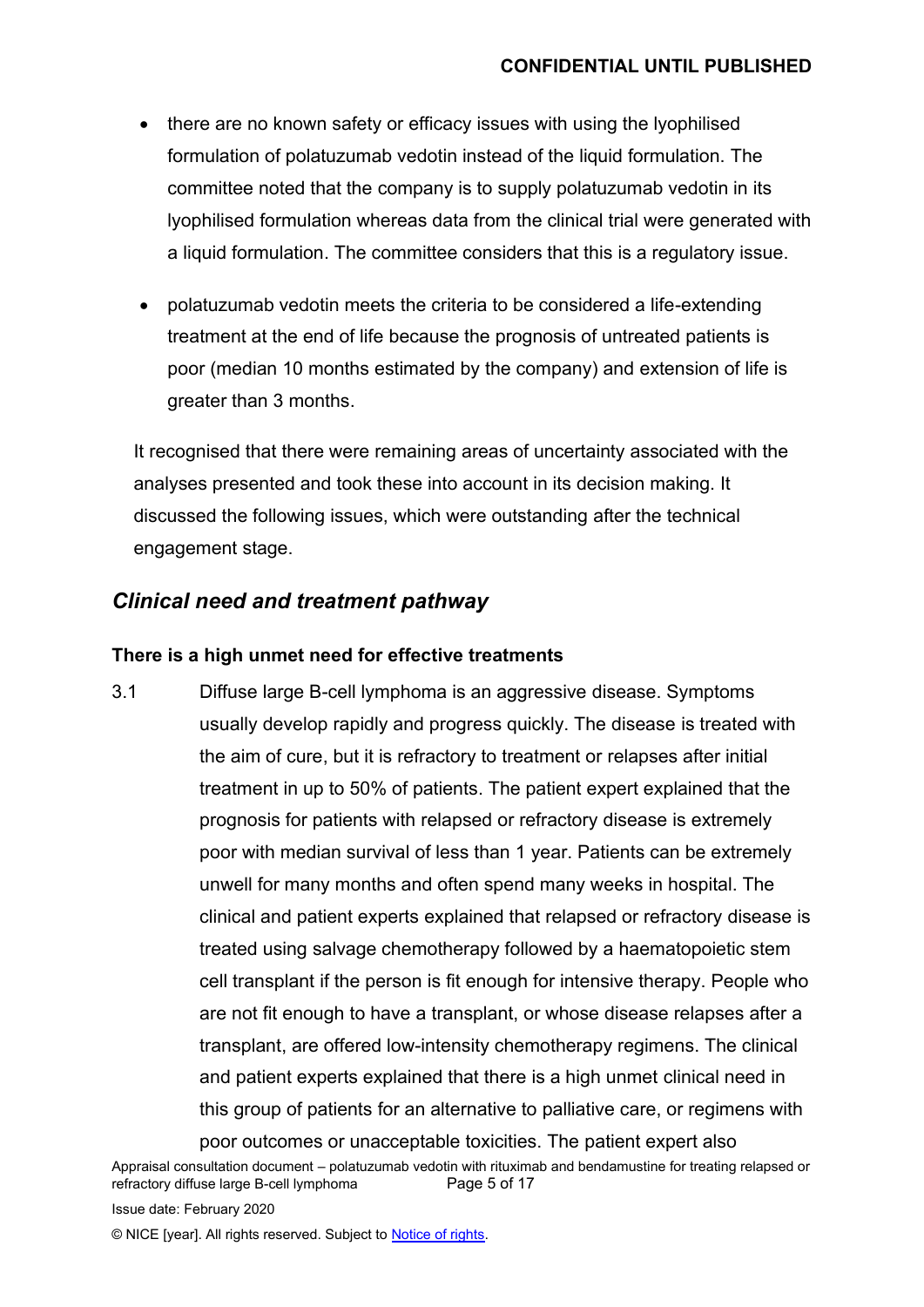- there are no known safety or efficacy issues with using the lyophilised formulation of polatuzumab vedotin instead of the liquid formulation. The committee noted that the company is to supply polatuzumab vedotin in its lyophilised formulation whereas data from the clinical trial were generated with a liquid formulation. The committee considers that this is a regulatory issue.
- polatuzumab vedotin meets the criteria to be considered a life-extending treatment at the end of life because the prognosis of untreated patients is poor (median 10 months estimated by the company) and extension of life is greater than 3 months.

It recognised that there were remaining areas of uncertainty associated with the analyses presented and took these into account in its decision making. It discussed the following issues, which were outstanding after the technical engagement stage.

## *Clinical need and treatment pathway*

### There is a high unmet need for effective treatments

3.1 Diffuse large B-cell lymphoma is an aggressive disease. Symptoms usually develop rapidly and progress quickly. The disease is treated with the aim of cure, but it is refractory to treatment or relapses after initial treatment in up to 50% of patients. The patient expert explained that the prognosis for patients with relapsed or refractory disease is extremely poor with median survival of less than 1 year. Patients can be extremely unwell for many months and often spend many weeks in hospital. The clinical and patient experts explained that relapsed or refractory disease is treated using salvage chemotherapy followed by a haematopoietic stem cell transplant if the person is fit enough for intensive therapy. People who are not fit enough to have a transplant, or whose disease relapses after a transplant, are offered low-intensity chemotherapy regimens. The clinical and patient experts explained that there is a high unmet clinical need in this group of patients for an alternative to palliative care, or regimens with poor outcomes or unacceptable toxicities. The patient expert also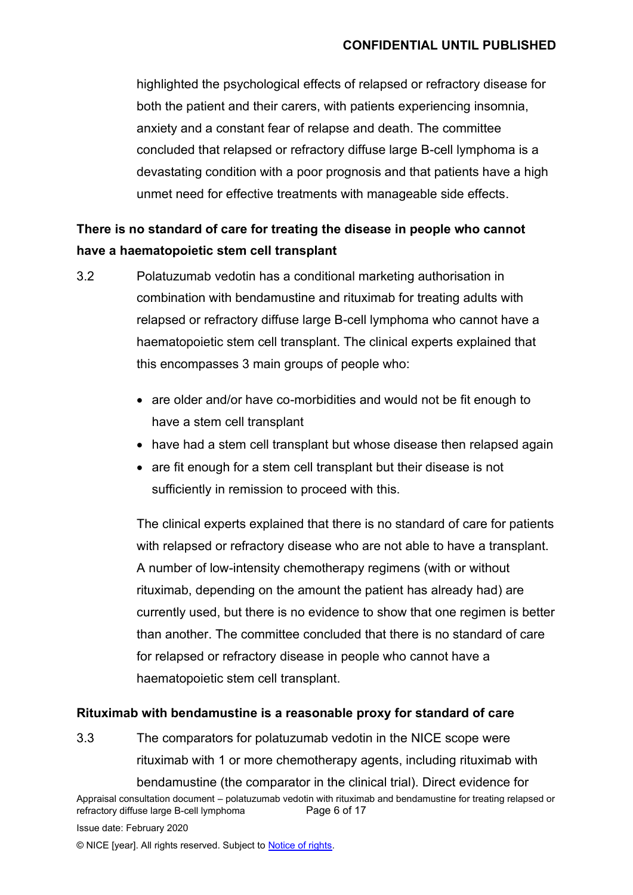highlighted the psychological effects of relapsed or refractory disease for both the patient and their carers, with patients experiencing insomnia, anxiety and a constant fear of relapse and death. The committee concluded that relapsed or refractory diffuse large B-cell lymphoma is a devastating condition with a poor prognosis and that patients have a high unmet need for effective treatments with manageable side effects.

**There is no standard of care for treating the disease in people who cannot have a haematopoietic stem cell transplant**

3.2 Polatuzumab vedotin has a conditional marketing authorisation in combination with bendamustine and rituximab for treating adults with relapsed or refractory diffuse large B-cell lymphoma who cannot have a haematopoietic stem cell transplant. The clinical experts explained that this encompasses 3 main groups of people who:

- are older and/or have co-morbidities and would not be fit enough to have a stem cell transplant
- have had a stem cell transplant but whose disease then relapsed again
- are fit enough for a stem cell transplant but their disease is not sufficiently in remission to proceed with this.

The clinical experts explained that there is no standard of care for patients with relapsed or refractory disease who are not able to have a transplant. A number of low-intensity chemotherapy regimens (with or without rituximab, depending on the amount the patient has already had) are currently used, but there is no evidence to show that one regimen is better than another. The committee concluded that there is no standard of care for relapsed or refractory disease in people who cannot have a haematopoietic stem cell transplant.

**Rituximab with bendamustine is a reasonable proxy for standard of care**

3.3 The comparators for polatuzumab vedotin in the NICE scope were rituximab with 1 or more chemotherapy agents, including rituximab with bendamustine (the comparator in the clinical trial). Direct evidence for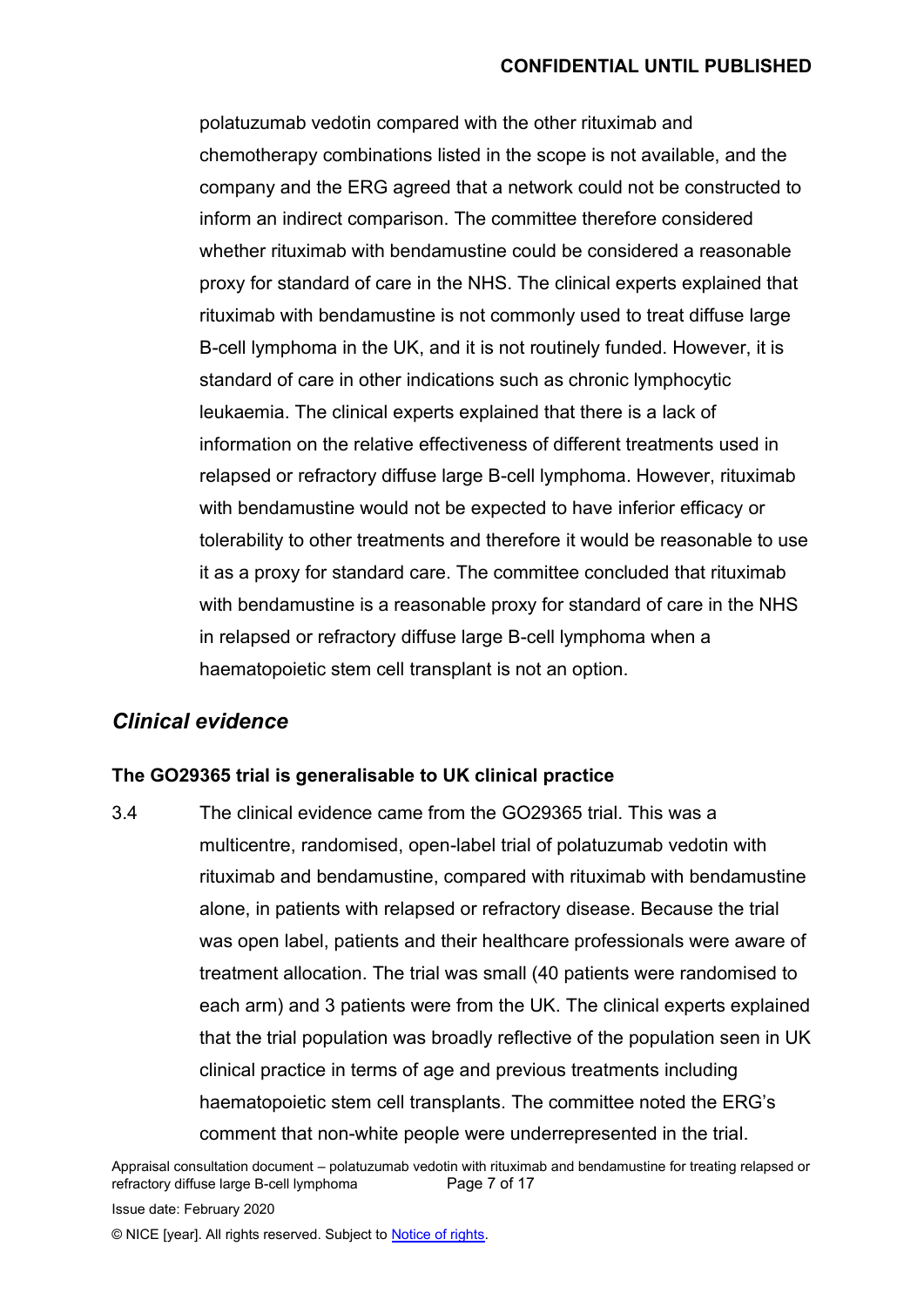polatuzumab vedotin compared with the other rituximab and chemotherapy combinations listed in the scope is not available, and the company and the ERG agreed that a network could not be constructed to inform an indirect comparison. The committee therefore considered whether rituximab with bendamustine could be considered a reasonable proxy for standard of care in the NHS. The clinical experts explained that rituximab with bendamustine is not commonly used to treat diffuse large B-cell lymphoma in the UK, and it is not routinely funded. However, it is standard of care in other indications such as chronic lymphocytic leukaemia. The clinical experts explained that there is a lack of information on the relative effectiveness of different treatments used in relapsed or refractory diffuse large B-cell lymphoma. However, rituximab with bendamustine would not be expected to have inferior efficacy or tolerability to other treatments and therefore it would be reasonable to use it as a proxy for standard care. The committee concluded that rituximab with bendamustine is a reasonable proxy for standard of care in the NHS in relapsed or refractory diffuse large B-cell lymphoma when a haematopoietic stem cell transplant is not an option.

## *Clinical evidence*

### The GO29365 trial is generalisable to UK clinical practice

3.4 The clinical evidence came from the GO29365 trial. This was a multicentre, randomised, open-label trial of polatuzumab vedotin with rituximab and bendamustine, compared with rituximab with bendamustine alone, in patients with relapsed or refractory disease. Because the trial was open label, patients and their healthcare professionals were aware of treatment allocation. The trial was small (40 patients were randomised to each arm) and 3 patients were from the UK. The clinical experts explained that the trial population was broadly reflective of the population seen in UK clinical practice in terms of age and previous treatments including haematopoietic stem cell transplants. The committee noted the ERG's comment that non-white people were underrepresented in the trial.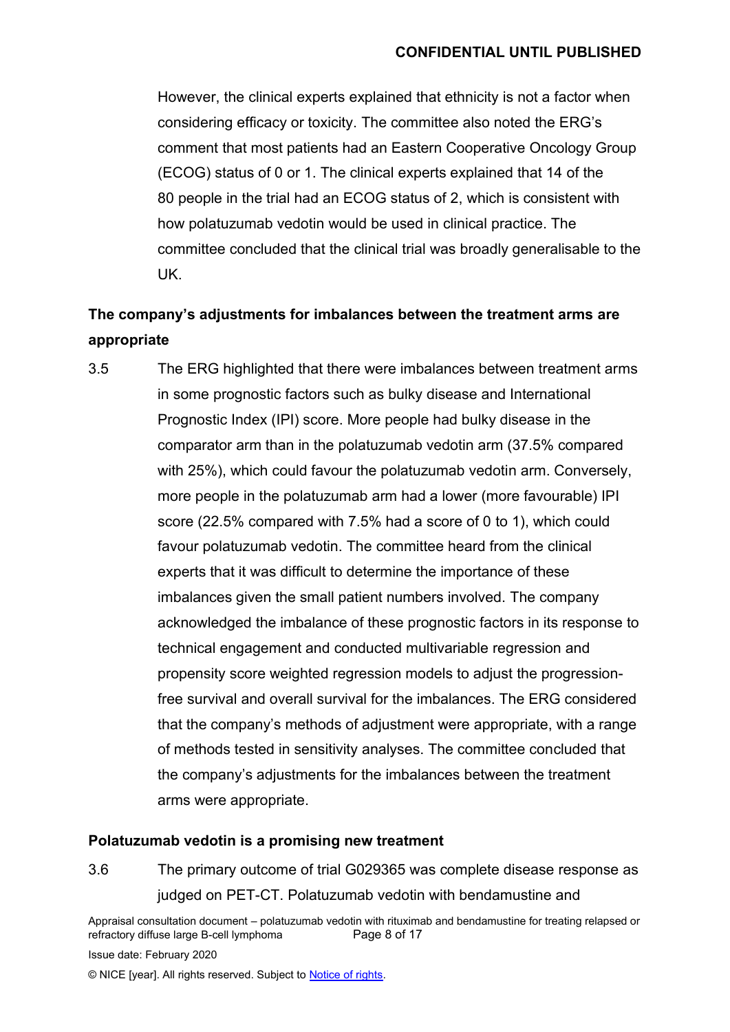However, the clinical experts explained that ethnicity is not a factor when considering efficacy or toxicity. The committee also noted the ERG's comment that most patients had an Eastern Cooperative Oncology Group (ECOG) status of 0 or 1. The clinical experts explained that 14 of the 80 people in the trial had an ECOG status of 2, which is consistent with how polatuzumab vedotin would be used in clinical practice. The committee concluded that the clinical trial was broadly generalisable to the UK.

### The company's adjustments for imbalances between the treatment arms are appropriate

3.5 The ERG highlighted that there were imbalances between treatment arms in some prognostic factors such as bulky disease and International Prognostic Index (IPI) score. More people had bulky disease in the comparator arm than in the polatuzumab vedotin arm (37.5% compared with 25%), which could favour the polatuzumab vedotin arm. Conversely, more people in the polatuzumab arm had a lower (more favourable) IPI score (22.5% compared with 7.5% had a score of 0 to 1), which could favour polatuzumab vedotin. The committee heard from the clinical experts that it was difficult to determine the importance of these imbalances given the small patient numbers involved. The company acknowledged the imbalance of these prognostic factors in its response to technical engagement and conducted multivariable regression and propensity score weighted regression models to adjust the progression-free survival and overall survival for the imbalances. The ERG considered that the company's methods of adjustment were appropriate, with a range of methods tested in sensitivity analyses. The committee concluded that the company's adjustments for the imbalances between the treatment arms were appropriate.

### Polatuzumab vedotin is a promising new treatment

3.6 The primary outcome of trial G029365 was complete disease response as judged on PET-CT. Polatuzumab vedotin with bendamustine and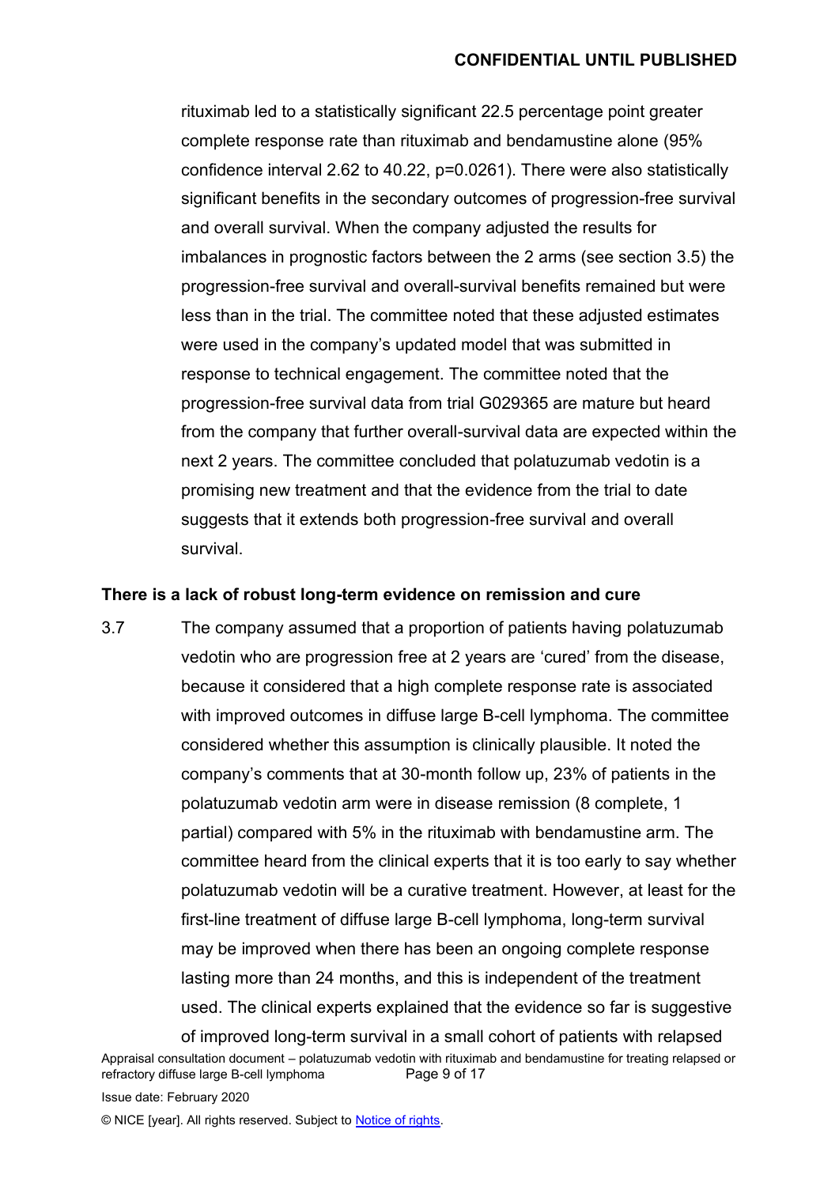rituximab led to a statistically significant 22.5 percentage point greater complete response rate than rituximab and bendamustine alone (95% confidence interval 2.62 to 40.22, p=0.0261). There were also statistically significant benefits in the secondary outcomes of progression-free survival and overall survival. When the company adjusted the results for imbalances in prognostic factors between the 2 arms (see section 3.5) the progression-free survival and overall-survival benefits remained but were less than in the trial. The committee noted that these adjusted estimates were used in the company's updated model that was submitted in response to technical engagement. The committee noted that the progression-free survival data from trial G029365 are mature but heard from the company that further overall-survival data are expected within the next 2 years. The committee concluded that polatuzumab vedotin is a promising new treatment and that the evidence from the trial to date suggests that it extends both progression-free survival and overall survival.

**There is a lack of robust long-term evidence on remission and cure**

3.7 The company assumed that a proportion of patients having polatuzumab vedotin who are progression free at 2 years are 'cured' from the disease, because it considered that a high complete response rate is associated with improved outcomes in diffuse large B-cell lymphoma. The committee considered whether this assumption is clinically plausible. It noted the company's comments that at 30-month follow up, 23% of patients in the polatuzumab vedotin arm were in disease remission (8 complete, 1 partial) compared with 5% in the rituximab with bendamustine arm. The committee heard from the clinical experts that it is too early to say whether polatuzumab vedotin will be a curative treatment. However, at least for the first-line treatment of diffuse large B-cell lymphoma, long-term survival may be improved when there has been an ongoing complete response lasting more than 24 months, and this is independent of the treatment used. The clinical experts explained that the evidence so far is suggestive of improved long-term survival in a small cohort of patients with relapsed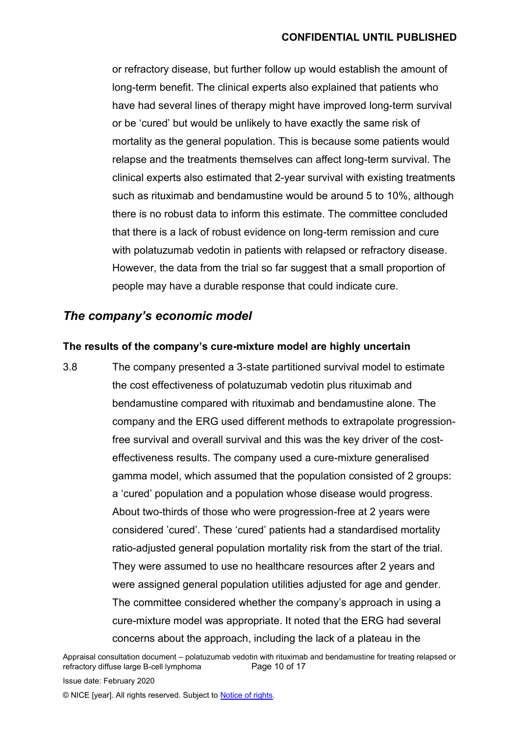or refractory disease, but further follow up would establish the amount of long-term benefit. The clinical experts also explained that patients who have had several lines of therapy might have improved long-term survival or be 'cured' but would be unlikely to have exactly the same risk of mortality as the general population. This is because some patients would relapse and the treatments themselves can affect long-term survival. The clinical experts also estimated that 2-year survival with existing treatments such as rituximab and bendamustine would be around 5 to 10%, although there is no robust data to inform this estimate. The committee concluded that there is a lack of robust evidence on long-term remission and cure with polatuzumab vedotin in patients with relapsed or refractory disease. However, the data from the trial so far suggest that a small proportion of people may have a durable response that could indicate cure.

## *The company's economic model*

### The results of the company's cure-mixture model are highly uncertain

3.8 The company presented a 3-state partitioned survival model to estimate the cost effectiveness of polatuzumab vedotin plus rituximab and bendamustine compared with rituximab and bendamustine alone. The company and the ERG used different methods to extrapolate progression-free survival and overall survival and this was the key driver of the cost-effectiveness results. The company used a cure-mixture generalised gamma model, which assumed that the population consisted of 2 groups: a 'cured' population and a population whose disease would progress. About two-thirds of those who were progression-free at 2 years were considered 'cured'. These 'cured' patients had a standardised mortality ratio-adjusted general population mortality risk from the start of the trial. They were assumed to use no healthcare resources after 2 years and were assigned general population utilities adjusted for age and gender. The committee considered whether the company's approach in using a cure-mixture model was appropriate. It noted that the ERG had several concerns about the approach, including the lack of a plateau in the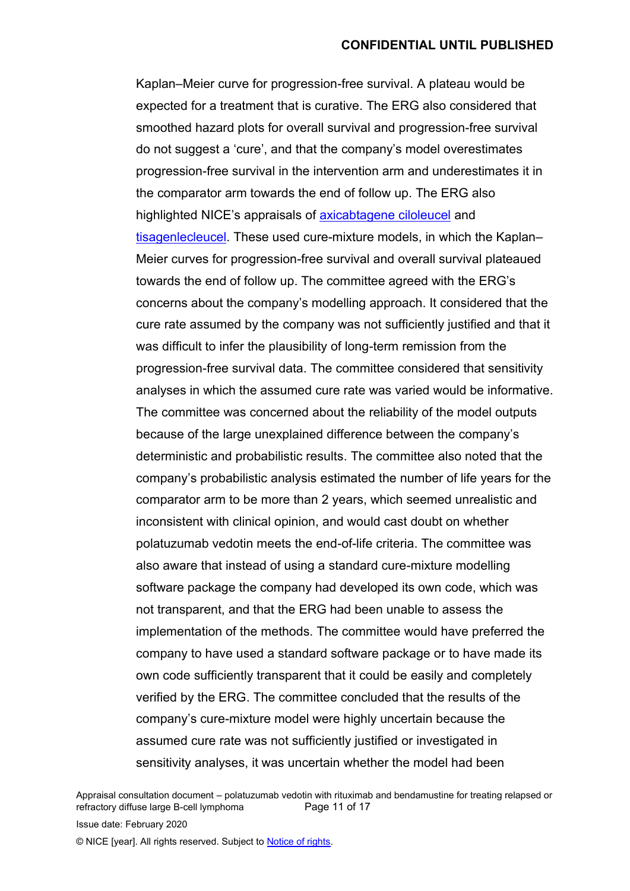Kaplan–Meier curve for progression-free survival. A plateau would be expected for a treatment that is curative. The ERG also considered that smoothed hazard plots for overall survival and progression-free survival do not suggest a 'cure', and that the company's model overestimates progression-free survival in the intervention arm and underestimates it in the comparator arm towards the end of follow up. The ERG also highlighted NICE's appraisals of [axicabtagene ciloleucel]() and [tisagenlecleucel](). These used cure-mixture models, in which the Kaplan–Meier curves for progression-free survival and overall survival plateaued towards the end of follow up. The committee agreed with the ERG's concerns about the company's modelling approach. It considered that the cure rate assumed by the company was not sufficiently justified and that it was difficult to infer the plausibility of long-term remission from the progression-free survival data. The committee considered that sensitivity analyses in which the assumed cure rate was varied would be informative. The committee was concerned about the reliability of the model outputs because of the large unexplained difference between the company's deterministic and probabilistic results. The committee also noted that the company's probabilistic analysis estimated the number of life years for the comparator arm to be more than 2 years, which seemed unrealistic and inconsistent with clinical opinion, and would cast doubt on whether polatuzumab vedotin meets the end-of-life criteria. The committee was also aware that instead of using a standard cure-mixture modelling software package the company had developed its own code, which was not transparent, and that the ERG had been unable to assess the implementation of the methods. The committee would have preferred the company to have used a standard software package or to have made its own code sufficiently transparent that it could be easily and completely verified by the ERG. The committee concluded that the results of the company's cure-mixture model were highly uncertain because the assumed cure rate was not sufficiently justified or investigated in sensitivity analyses, it was uncertain whether the model had been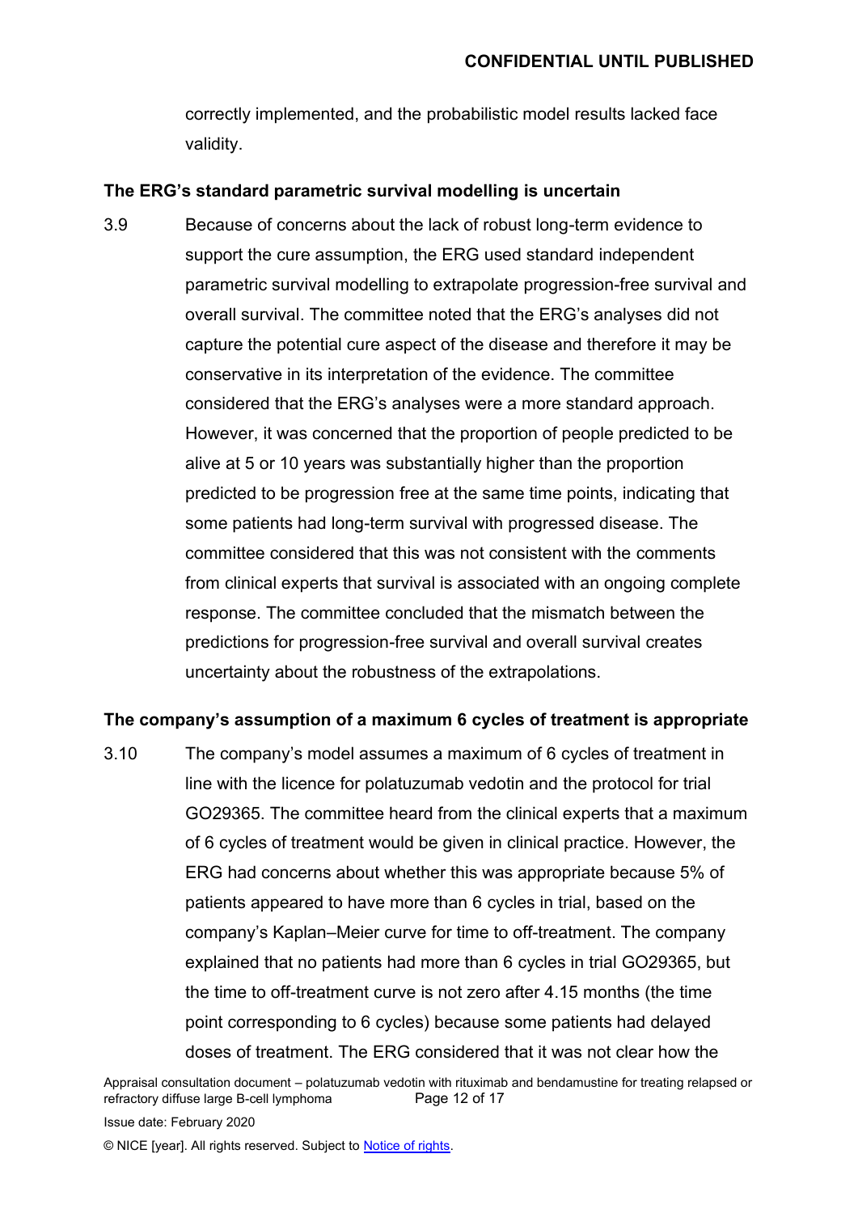correctly implemented, and the probabilistic model results lacked face validity.

**The ERG's standard parametric survival modelling is uncertain**

3.9 Because of concerns about the lack of robust long-term evidence to support the cure assumption, the ERG used standard independent parametric survival modelling to extrapolate progression-free survival and overall survival. The committee noted that the ERG's analyses did not capture the potential cure aspect of the disease and therefore it may be conservative in its interpretation of the evidence. The committee considered that the ERG's analyses were a more standard approach. However, it was concerned that the proportion of people predicted to be alive at 5 or 10 years was substantially higher than the proportion predicted to be progression free at the same time points, indicating that some patients had long-term survival with progressed disease. The committee considered that this was not consistent with the comments from clinical experts that survival is associated with an ongoing complete response. The committee concluded that the mismatch between the predictions for progression-free survival and overall survival creates uncertainty about the robustness of the extrapolations.

**The company's assumption of a maximum 6 cycles of treatment is appropriate**

3.10 The company's model assumes a maximum of 6 cycles of treatment in line with the licence for polatuzumab vedotin and the protocol for trial GO29365. The committee heard from the clinical experts that a maximum of 6 cycles of treatment would be given in clinical practice. However, the ERG had concerns about whether this was appropriate because 5% of patients appeared to have more than 6 cycles in trial, based on the company's Kaplan–Meier curve for time to off-treatment. The company explained that no patients had more than 6 cycles in trial GO29365, but the time to off-treatment curve is not zero after 4.15 months (the time point corresponding to 6 cycles) because some patients had delayed doses of treatment. The ERG considered that it was not clear how the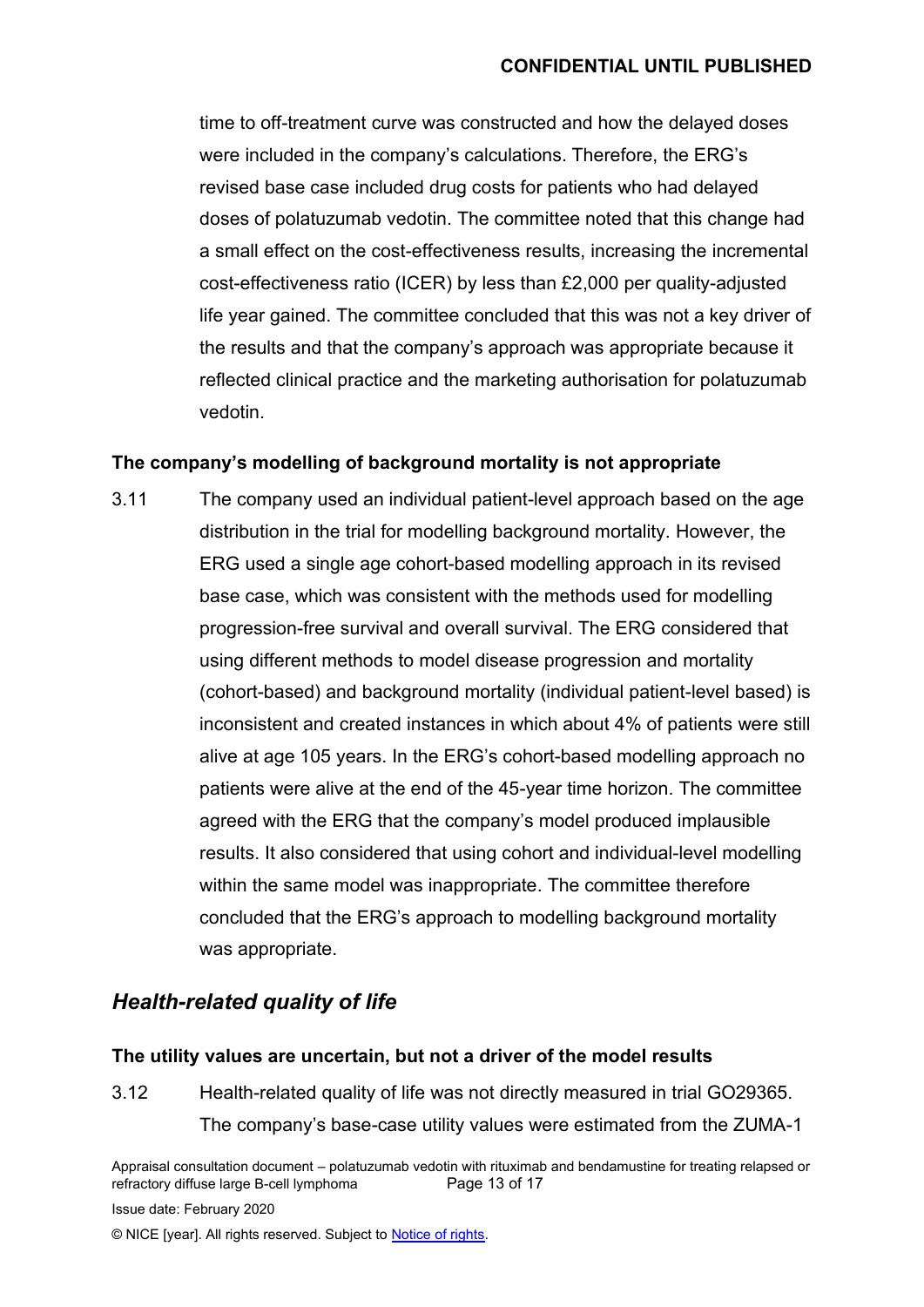time to off-treatment curve was constructed and how the delayed doses were included in the company's calculations. Therefore, the ERG's revised base case included drug costs for patients who had delayed doses of polatuzumab vedotin. The committee noted that this change had a small effect on the cost-effectiveness results, increasing the incremental cost-effectiveness ratio (ICER) by less than £2,000 per quality-adjusted life year gained. The committee concluded that this was not a key driver of the results and that the company's approach was appropriate because it reflected clinical practice and the marketing authorisation for polatuzumab vedotin.

**The company's modelling of background mortality is not appropriate**

3.11 The company used an individual patient-level approach based on the age distribution in the trial for modelling background mortality. However, the ERG used a single age cohort-based modelling approach in its revised base case, which was consistent with the methods used for modelling progression-free survival and overall survival. The ERG considered that using different methods to model disease progression and mortality (cohort-based) and background mortality (individual patient-level based) is inconsistent and created instances in which about 4% of patients were still alive at age 105 years. In the ERG's cohort-based modelling approach no patients were alive at the end of the 45-year time horizon. The committee agreed with the ERG that the company's model produced implausible results. It also considered that using cohort and individual-level modelling within the same model was inappropriate. The committee therefore concluded that the ERG's approach to modelling background mortality was appropriate.

## *Health-related quality of life*

**The utility values are uncertain, but not a driver of the model results**

3.12 Health-related quality of life was not directly measured in trial GO29365. The company's base-case utility values were estimated from the ZUMA-1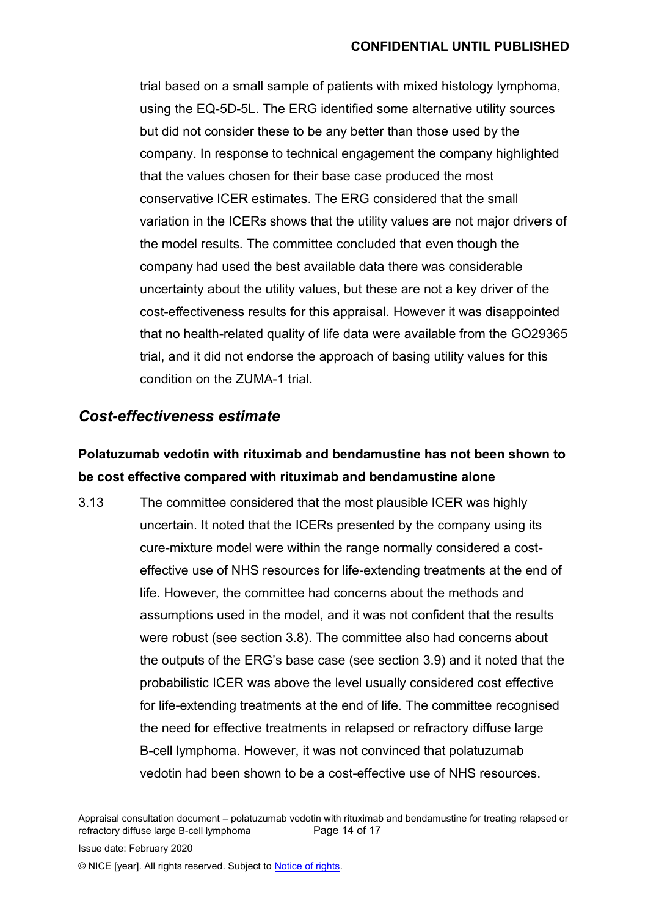trial based on a small sample of patients with mixed histology lymphoma, using the EQ-5D-5L. The ERG identified some alternative utility sources but did not consider these to be any better than those used by the company. In response to technical engagement the company highlighted that the values chosen for their base case produced the most conservative ICER estimates. The ERG considered that the small variation in the ICERs shows that the utility values are not major drivers of the model results. The committee concluded that even though the company had used the best available data there was considerable uncertainty about the utility values, but these are not a key driver of the cost-effectiveness results for this appraisal. However it was disappointed that no health-related quality of life data were available from the GO29365 trial, and it did not endorse the approach of basing utility values for this condition on the ZUMA-1 trial.

## *Cost-effectiveness estimate*

### Polatuzumab vedotin with rituximab and bendamustine has not been shown to be cost effective compared with rituximab and bendamustine alone

3.13 The committee considered that the most plausible ICER was highly uncertain. It noted that the ICERs presented by the company using its cure-mixture model were within the range normally considered a cost-effective use of NHS resources for life-extending treatments at the end of life. However, the committee had concerns about the methods and assumptions used in the model, and it was not confident that the results were robust (see section 3.8). The committee also had concerns about the outputs of the ERG's base case (see section 3.9) and it noted that the probabilistic ICER was above the level usually considered cost effective for life-extending treatments at the end of life. The committee recognised the need for effective treatments in relapsed or refractory diffuse large B-cell lymphoma. However, it was not convinced that polatuzumab vedotin had been shown to be a cost-effective use of NHS resources.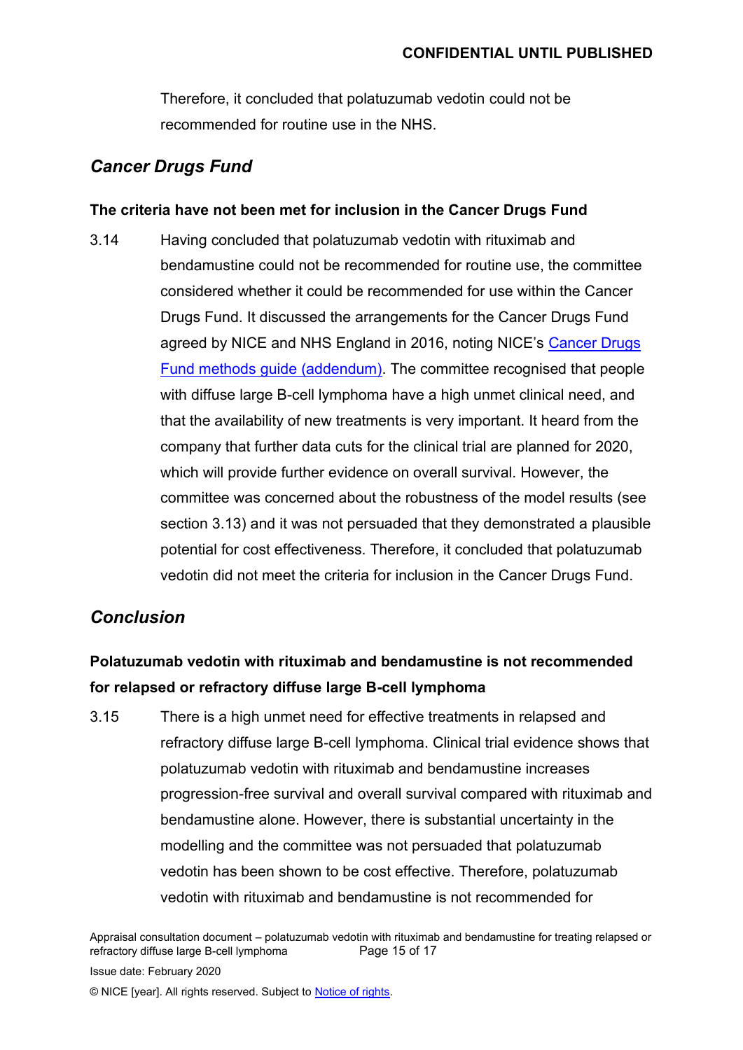Therefore, it concluded that polatuzumab vedotin could not be recommended for routine use in the NHS.

## *Cancer Drugs Fund*

### The criteria have not been met for inclusion in the Cancer Drugs Fund

3.14 Having concluded that polatuzumab vedotin with rituximab and bendamustine could not be recommended for routine use, the committee considered whether it could be recommended for use within the Cancer Drugs Fund. It discussed the arrangements for the Cancer Drugs Fund agreed by NICE and NHS England in 2016, noting NICE's [Cancer Drugs Fund methods guide (addendum)](). The committee recognised that people with diffuse large B-cell lymphoma have a high unmet clinical need, and that the availability of new treatments is very important. It heard from the company that further data cuts for the clinical trial are planned for 2020, which will provide further evidence on overall survival. However, the committee was concerned about the robustness of the model results (see section 3.13) and it was not persuaded that they demonstrated a plausible potential for cost effectiveness. Therefore, it concluded that polatuzumab vedotin did not meet the criteria for inclusion in the Cancer Drugs Fund.

## *Conclusion*

### Polatuzumab vedotin with rituximab and bendamustine is not recommended for relapsed or refractory diffuse large B-cell lymphoma

3.15 There is a high unmet need for effective treatments in relapsed and refractory diffuse large B-cell lymphoma. Clinical trial evidence shows that polatuzumab vedotin with rituximab and bendamustine increases progression-free survival and overall survival compared with rituximab and bendamustine alone. However, there is substantial uncertainty in the modelling and the committee was not persuaded that polatuzumab vedotin has been shown to be cost effective. Therefore, polatuzumab vedotin with rituximab and bendamustine is not recommended for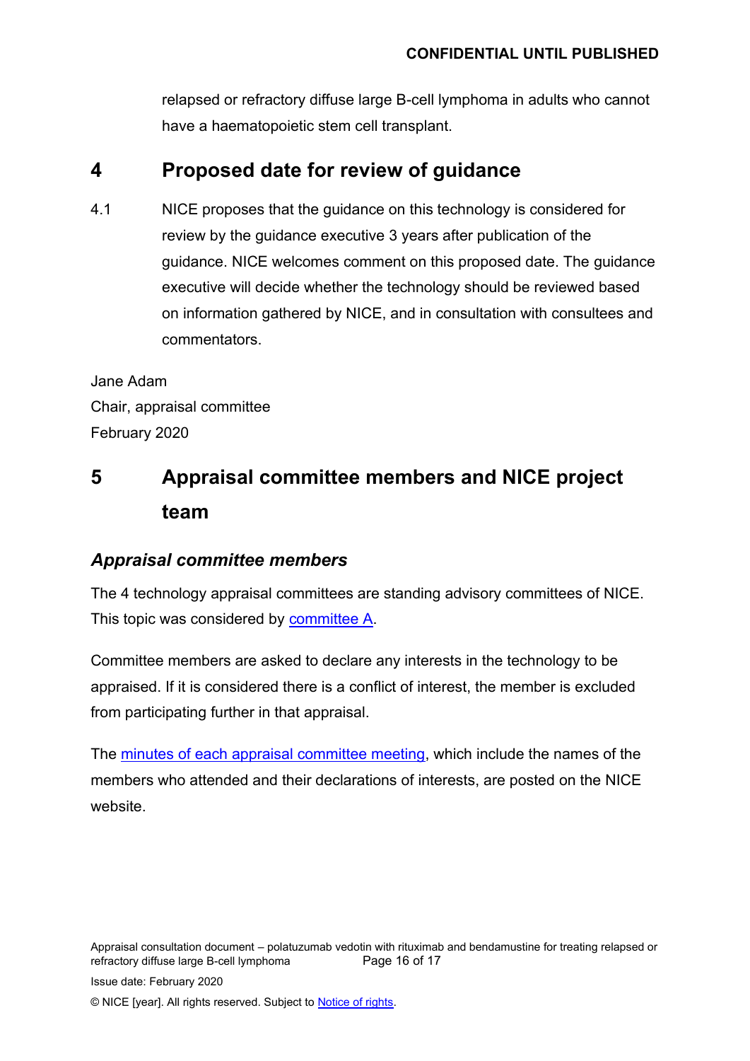relapsed or refractory diffuse large B-cell lymphoma in adults who cannot have a haematopoietic stem cell transplant.

## 4 Proposed date for review of guidance

4.1 NICE proposes that the guidance on this technology is considered for review by the guidance executive 3 years after publication of the guidance. NICE welcomes comment on this proposed date. The guidance executive will decide whether the technology should be reviewed based on information gathered by NICE, and in consultation with consultees and commentators.

Jane Adam
Chair, appraisal committee
February 2020

## 5 Appraisal committee members and NICE project team

### *Appraisal committee members*

The 4 technology appraisal committees are standing advisory committees of NICE. This topic was considered by committee A.

Committee members are asked to declare any interests in the technology to be appraised. If it is considered there is a conflict of interest, the member is excluded from participating further in that appraisal.

The minutes of each appraisal committee meeting, which include the names of the members who attended and their declarations of interests, are posted on the NICE website.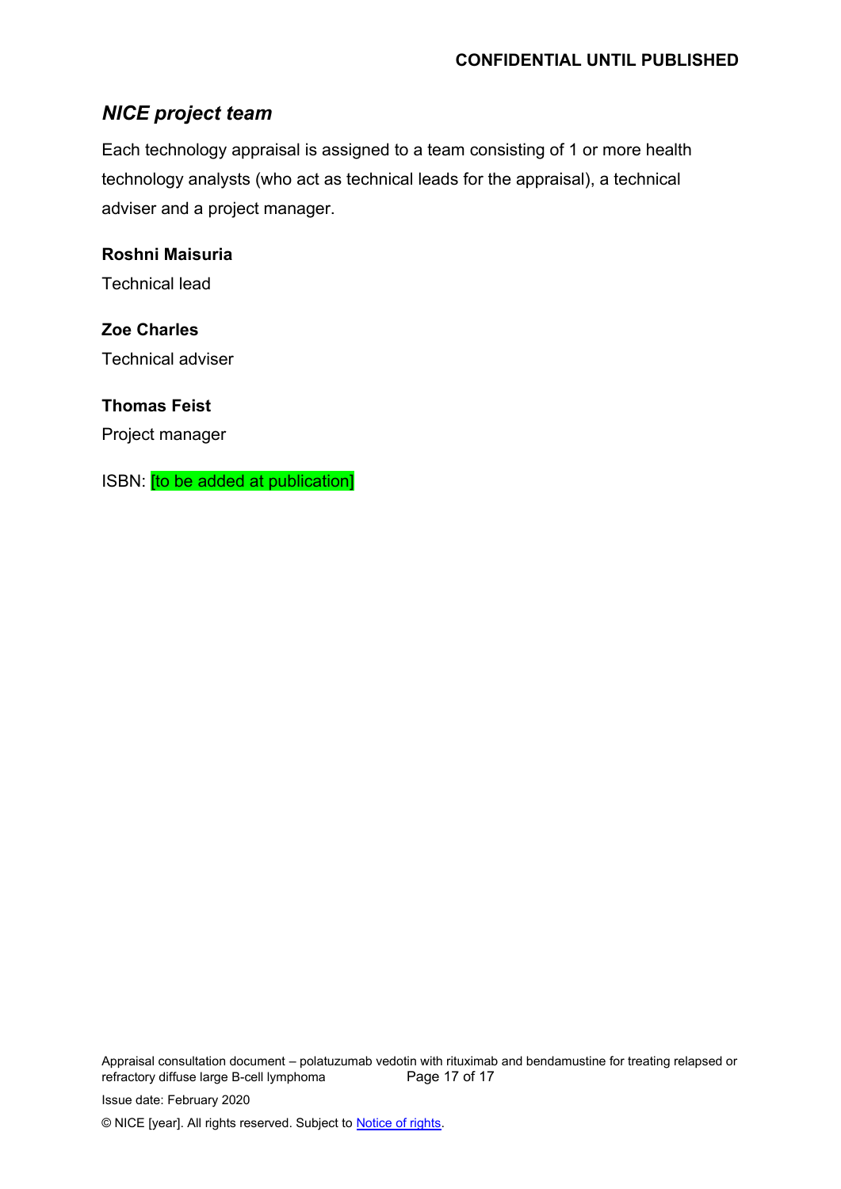## *NICE project team*

Each technology appraisal is assigned to a team consisting of 1 or more health technology analysts (who act as technical leads for the appraisal), a technical adviser and a project manager.

**Roshni Maisuria**

Technical lead

**Zoe Charles**

Technical adviser

**Thomas Feist**

Project manager

ISBN: [to be added at publication]